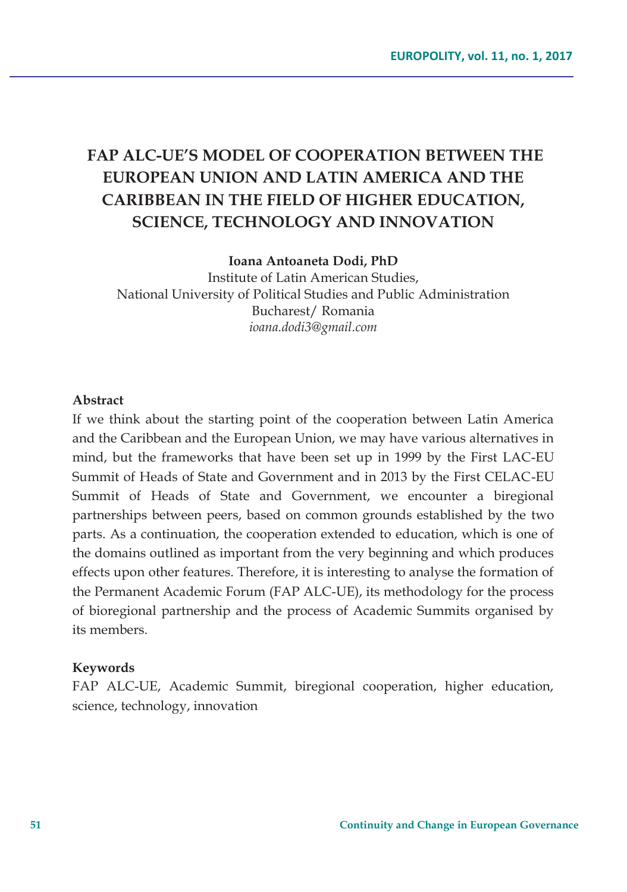# FAP ALC-UE'S MODEL OF COOPERATION BETWEEN THE EUROPEAN UNION AND LATIN AMERICA AND THE CARIBBEAN IN THE FIELD OF HIGHER EDUCATION, SCIENCE, TECHNOLOGY AND INNOVATION

**Ioana Antoaneta Dodi, PhD**
Institute of Latin American Studies,
National University of Political Studies and Public Administration
Bucharest/ Romania
*ioana.dodi3@gmail.com*

## Abstract

If we think about the starting point of the cooperation between Latin America and the Caribbean and the European Union, we may have various alternatives in mind, but the frameworks that have been set up in 1999 by the First LAC-EU Summit of Heads of State and Government and in 2013 by the First CELAC-EU Summit of Heads of State and Government, we encounter a biregional partnerships between peers, based on common grounds established by the two parts. As a continuation, the cooperation extended to education, which is one of the domains outlined as important from the very beginning and which produces effects upon other features. Therefore, it is interesting to analyse the formation of the Permanent Academic Forum (FAP ALC-UE), its methodology for the process of bioregional partnership and the process of Academic Summits organised by its members.

## Keywords

FAP ALC-UE, Academic Summit, biregional cooperation, higher education, science, technology, innovation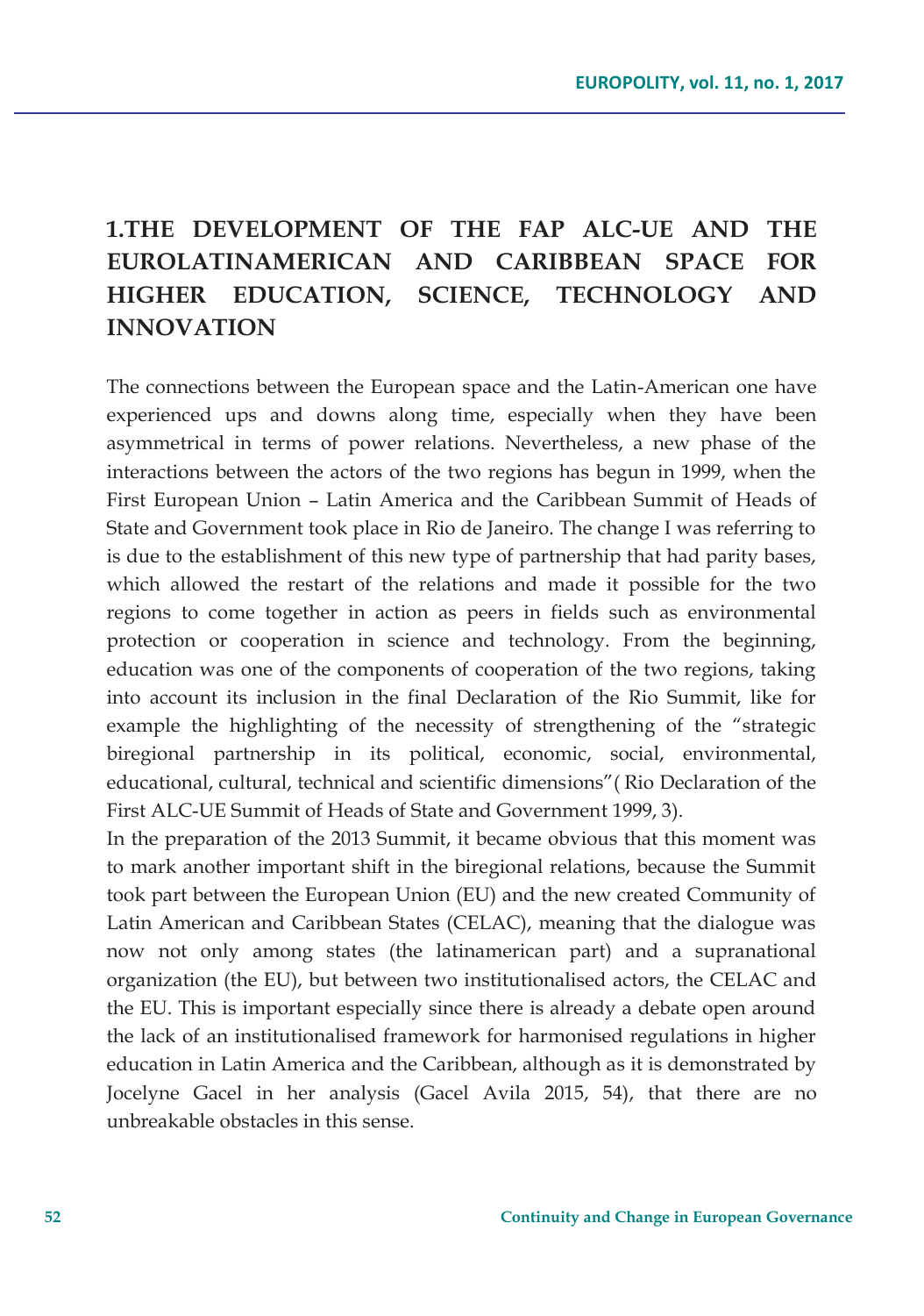# 1.THE DEVELOPMENT OF THE FAP ALC-UE AND THE EUROLATINAMERICAN AND CARIBBEAN SPACE FOR HIGHER EDUCATION, SCIENCE, TECHNOLOGY AND INNOVATION

The connections between the European space and the Latin-American one have experienced ups and downs along time, especially when they have been asymmetrical in terms of power relations. Nevertheless, a new phase of the interactions between the actors of the two regions has begun in 1999, when the First European Union – Latin America and the Caribbean Summit of Heads of State and Government took place in Rio de Janeiro. The change I was referring to is due to the establishment of this new type of partnership that had parity bases, which allowed the restart of the relations and made it possible for the two regions to come together in action as peers in fields such as environmental protection or cooperation in science and technology. From the beginning, education was one of the components of cooperation of the two regions, taking into account its inclusion in the final Declaration of the Rio Summit, like for example the highlighting of the necessity of strengthening of the "strategic biregional partnership in its political, economic, social, environmental, educational, cultural, technical and scientific dimensions"( Rio Declaration of the First ALC-UE Summit of Heads of State and Government 1999, 3).

In the preparation of the 2013 Summit, it became obvious that this moment was to mark another important shift in the biregional relations, because the Summit took part between the European Union (EU) and the new created Community of Latin American and Caribbean States (CELAC), meaning that the dialogue was now not only among states (the latinamerican part) and a supranational organization (the EU), but between two institutionalised actors, the CELAC and the EU. This is important especially since there is already a debate open around the lack of an institutionalised framework for harmonised regulations in higher education in Latin America and the Caribbean, although as it is demonstrated by Jocelyne Gacel in her analysis (Gacel Avila 2015, 54), that there are no unbreakable obstacles in this sense.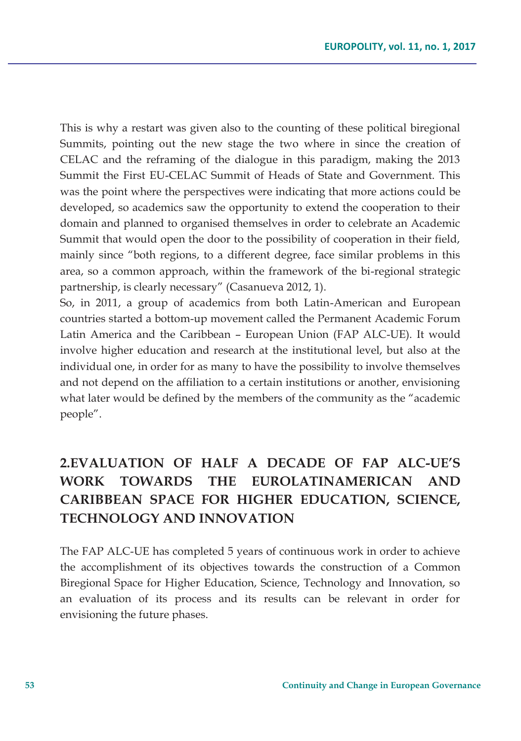This is why a restart was given also to the counting of these political biregional Summits, pointing out the new stage the two where in since the creation of CELAC and the reframing of the dialogue in this paradigm, making the 2013 Summit the First EU-CELAC Summit of Heads of State and Government. This was the point where the perspectives were indicating that more actions could be developed, so academics saw the opportunity to extend the cooperation to their domain and planned to organised themselves in order to celebrate an Academic Summit that would open the door to the possibility of cooperation in their field, mainly since "both regions, to a different degree, face similar problems in this area, so a common approach, within the framework of the bi-regional strategic partnership, is clearly necessary" (Casanueva 2012, 1).

So, in 2011, a group of academics from both Latin-American and European countries started a bottom-up movement called the Permanent Academic Forum Latin America and the Caribbean – European Union (FAP ALC-UE). It would involve higher education and research at the institutional level, but also at the individual one, in order for as many to have the possibility to involve themselves and not depend on the affiliation to a certain institutions or another, envisioning what later would be defined by the members of the community as the "academic people".

## 2.EVALUATION OF HALF A DECADE OF FAP ALC-UE'S WORK TOWARDS THE EUROLATINAMERICAN AND CARIBBEAN SPACE FOR HIGHER EDUCATION, SCIENCE, TECHNOLOGY AND INNOVATION

The FAP ALC-UE has completed 5 years of continuous work in order to achieve the accomplishment of its objectives towards the construction of a Common Biregional Space for Higher Education, Science, Technology and Innovation, so an evaluation of its process and its results can be relevant in order for envisioning the future phases.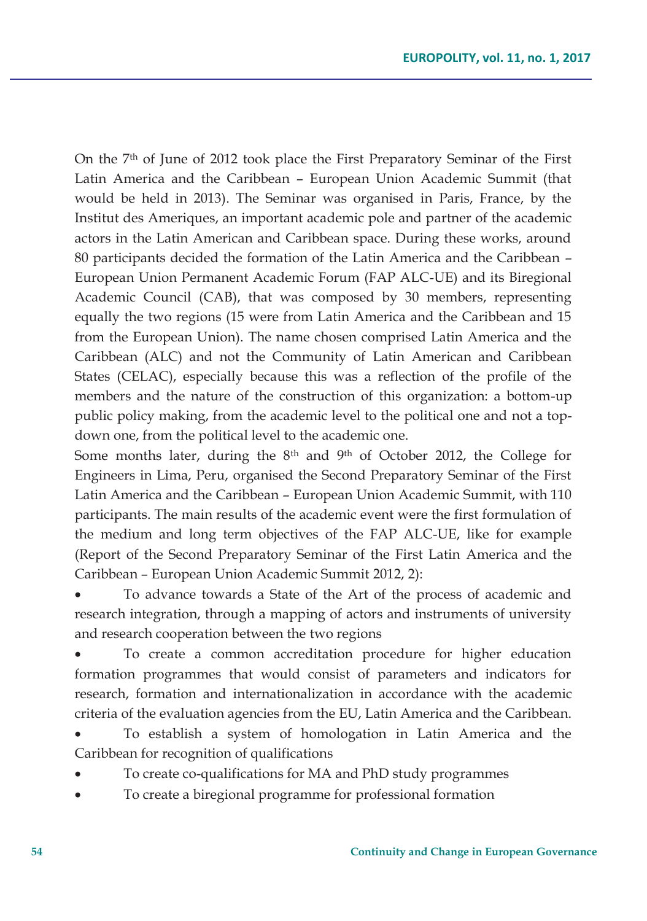On the 7th of June of 2012 took place the First Preparatory Seminar of the First Latin America and the Caribbean – European Union Academic Summit (that would be held in 2013). The Seminar was organised in Paris, France, by the Institut des Ameriques, an important academic pole and partner of the academic actors in the Latin American and Caribbean space. During these works, around 80 participants decided the formation of the Latin America and the Caribbean – European Union Permanent Academic Forum (FAP ALC-UE) and its Biregional Academic Council (CAB), that was composed by 30 members, representing equally the two regions (15 were from Latin America and the Caribbean and 15 from the European Union). The name chosen comprised Latin America and the Caribbean (ALC) and not the Community of Latin American and Caribbean States (CELAC), especially because this was a reflection of the profile of the members and the nature of the construction of this organization: a bottom-up public policy making, from the academic level to the political one and not a top-down one, from the political level to the academic one.

Some months later, during the 8th and 9th of October 2012, the College for Engineers in Lima, Peru, organised the Second Preparatory Seminar of the First Latin America and the Caribbean – European Union Academic Summit, with 110 participants. The main results of the academic event were the first formulation of the medium and long term objectives of the FAP ALC-UE, like for example (Report of the Second Preparatory Seminar of the First Latin America and the Caribbean – European Union Academic Summit 2012, 2):

- To advance towards a State of the Art of the process of academic and research integration, through a mapping of actors and instruments of university and research cooperation between the two regions
- To create a common accreditation procedure for higher education formation programmes that would consist of parameters and indicators for research, formation and internationalization in accordance with the academic criteria of the evaluation agencies from the EU, Latin America and the Caribbean.
- To establish a system of homologation in Latin America and the Caribbean for recognition of qualifications
- To create co-qualifications for MA and PhD study programmes
- To create a biregional programme for professional formation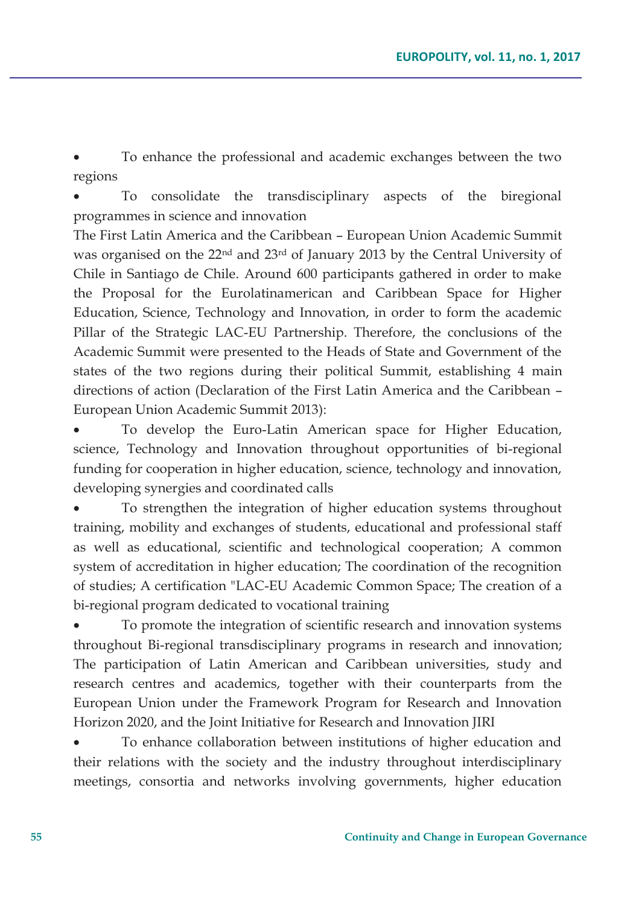- To enhance the professional and academic exchanges between the two regions
- To consolidate the transdisciplinary aspects of the biregional programmes in science and innovation

The First Latin America and the Caribbean – European Union Academic Summit was organised on the 22nd and 23rd of January 2013 by the Central University of Chile in Santiago de Chile. Around 600 participants gathered in order to make the Proposal for the Eurolatinamerican and Caribbean Space for Higher Education, Science, Technology and Innovation, in order to form the academic Pillar of the Strategic LAC-EU Partnership. Therefore, the conclusions of the Academic Summit were presented to the Heads of State and Government of the states of the two regions during their political Summit, establishing 4 main directions of action (Declaration of the First Latin America and the Caribbean – European Union Academic Summit 2013):

- To develop the Euro-Latin American space for Higher Education, science, Technology and Innovation throughout opportunities of bi-regional funding for cooperation in higher education, science, technology and innovation, developing synergies and coordinated calls
- To strengthen the integration of higher education systems throughout training, mobility and exchanges of students, educational and professional staff as well as educational, scientific and technological cooperation; A common system of accreditation in higher education; The coordination of the recognition of studies; A certification "LAC-EU Academic Common Space; The creation of a bi-regional program dedicated to vocational training
- To promote the integration of scientific research and innovation systems throughout Bi-regional transdisciplinary programs in research and innovation; The participation of Latin American and Caribbean universities, study and research centres and academics, together with their counterparts from the European Union under the Framework Program for Research and Innovation Horizon 2020, and the Joint Initiative for Research and Innovation JIRI
- To enhance collaboration between institutions of higher education and their relations with the society and the industry throughout interdisciplinary meetings, consortia and networks involving governments, higher education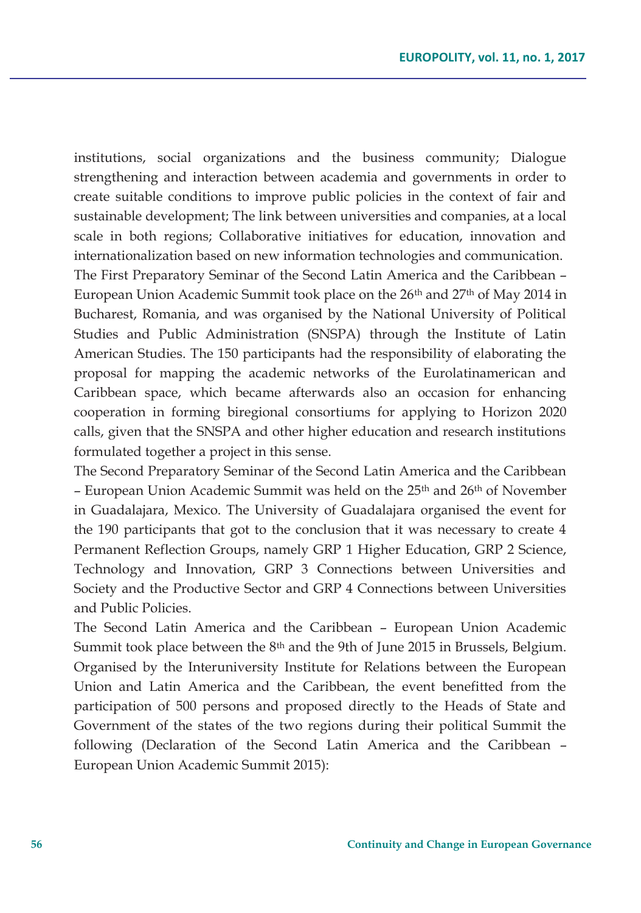institutions, social organizations and the business community; Dialogue strengthening and interaction between academia and governments in order to create suitable conditions to improve public policies in the context of fair and sustainable development; The link between universities and companies, at a local scale in both regions; Collaborative initiatives for education, innovation and internationalization based on new information technologies and communication.

The First Preparatory Seminar of the Second Latin America and the Caribbean – European Union Academic Summit took place on the 26th and 27th of May 2014 in Bucharest, Romania, and was organised by the National University of Political Studies and Public Administration (SNSPA) through the Institute of Latin American Studies. The 150 participants had the responsibility of elaborating the proposal for mapping the academic networks of the Eurolatinamerican and Caribbean space, which became afterwards also an occasion for enhancing cooperation in forming biregional consortiums for applying to Horizon 2020 calls, given that the SNSPA and other higher education and research institutions formulated together a project in this sense.

The Second Preparatory Seminar of the Second Latin America and the Caribbean – European Union Academic Summit was held on the 25th and 26th of November in Guadalajara, Mexico. The University of Guadalajara organised the event for the 190 participants that got to the conclusion that it was necessary to create 4 Permanent Reflection Groups, namely GRP 1 Higher Education, GRP 2 Science, Technology and Innovation, GRP 3 Connections between Universities and Society and the Productive Sector and GRP 4 Connections between Universities and Public Policies.

The Second Latin America and the Caribbean – European Union Academic Summit took place between the 8th and the 9th of June 2015 in Brussels, Belgium. Organised by the Interuniversity Institute for Relations between the European Union and Latin America and the Caribbean, the event benefitted from the participation of 500 persons and proposed directly to the Heads of State and Government of the states of the two regions during their political Summit the following (Declaration of the Second Latin America and the Caribbean – European Union Academic Summit 2015):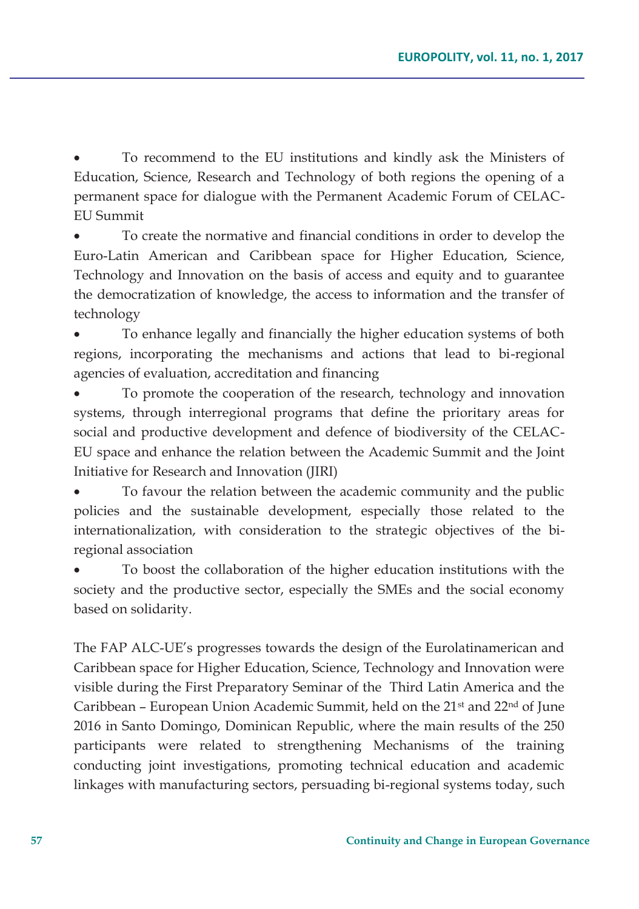- To recommend to the EU institutions and kindly ask the Ministers of Education, Science, Research and Technology of both regions the opening of a permanent space for dialogue with the Permanent Academic Forum of CELAC-EU Summit
- To create the normative and financial conditions in order to develop the Euro-Latin American and Caribbean space for Higher Education, Science, Technology and Innovation on the basis of access and equity and to guarantee the democratization of knowledge, the access to information and the transfer of technology
- To enhance legally and financially the higher education systems of both regions, incorporating the mechanisms and actions that lead to bi-regional agencies of evaluation, accreditation and financing
- To promote the cooperation of the research, technology and innovation systems, through interregional programs that define the prioritary areas for social and productive development and defence of biodiversity of the CELAC-EU space and enhance the relation between the Academic Summit and the Joint Initiative for Research and Innovation (JIRI)
- To favour the relation between the academic community and the public policies and the sustainable development, especially those related to the internationalization, with consideration to the strategic objectives of the bi-regional association
- To boost the collaboration of the higher education institutions with the society and the productive sector, especially the SMEs and the social economy based on solidarity.

The FAP ALC-UE's progresses towards the design of the Eurolatinamerican and Caribbean space for Higher Education, Science, Technology and Innovation were visible during the First Preparatory Seminar of the Third Latin America and the Caribbean – European Union Academic Summit, held on the 21st and 22nd of June 2016 in Santo Domingo, Dominican Republic, where the main results of the 250 participants were related to strengthening Mechanisms of the training conducting joint investigations, promoting technical education and academic linkages with manufacturing sectors, persuading bi-regional systems today, such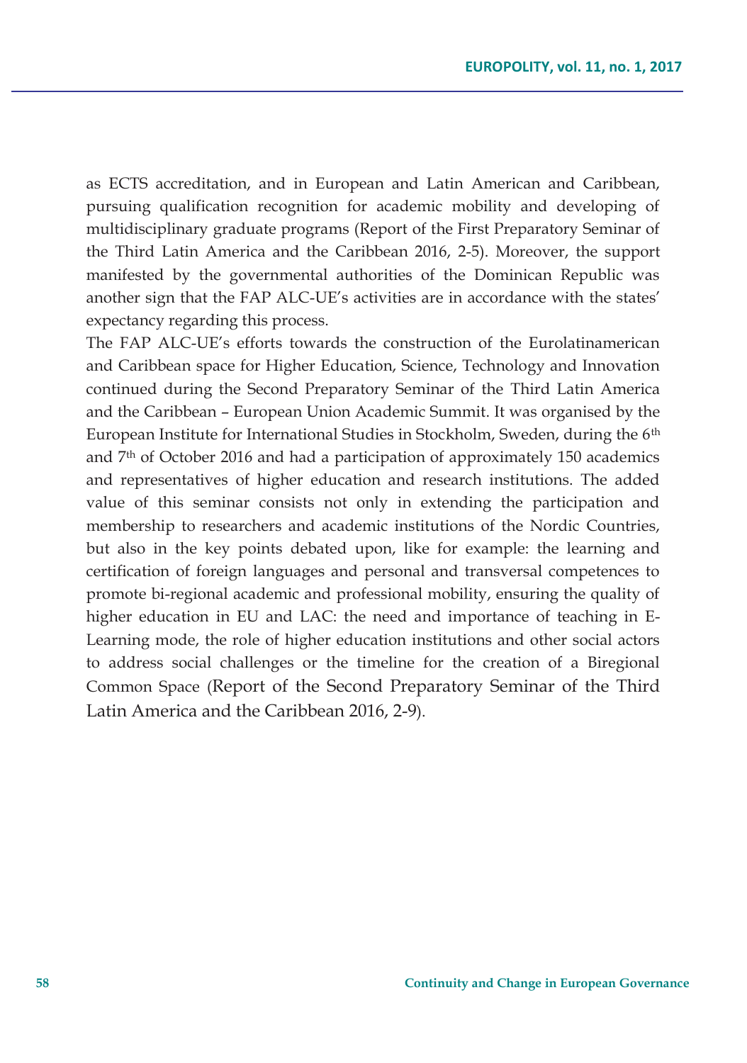as ECTS accreditation, and in European and Latin American and Caribbean, pursuing qualification recognition for academic mobility and developing of multidisciplinary graduate programs (Report of the First Preparatory Seminar of the Third Latin America and the Caribbean 2016, 2-5). Moreover, the support manifested by the governmental authorities of the Dominican Republic was another sign that the FAP ALC-UE's activities are in accordance with the states' expectancy regarding this process.

The FAP ALC-UE's efforts towards the construction of the Eurolatinamerican and Caribbean space for Higher Education, Science, Technology and Innovation continued during the Second Preparatory Seminar of the Third Latin America and the Caribbean – European Union Academic Summit. It was organised by the European Institute for International Studies in Stockholm, Sweden, during the 6th and 7th of October 2016 and had a participation of approximately 150 academics and representatives of higher education and research institutions. The added value of this seminar consists not only in extending the participation and membership to researchers and academic institutions of the Nordic Countries, but also in the key points debated upon, like for example: the learning and certification of foreign languages and personal and transversal competences to promote bi-regional academic and professional mobility, ensuring the quality of higher education in EU and LAC: the need and importance of teaching in E-Learning mode, the role of higher education institutions and other social actors to address social challenges or the timeline for the creation of a Biregional Common Space (Report of the Second Preparatory Seminar of the Third Latin America and the Caribbean 2016, 2-9).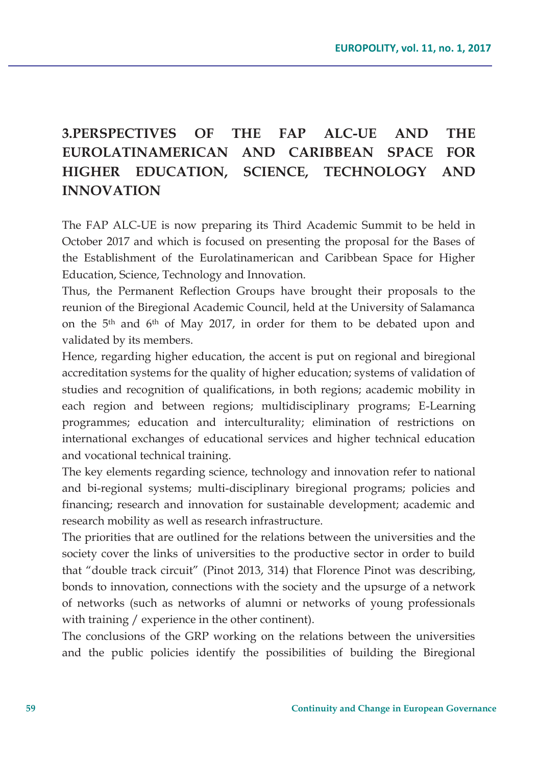## 3.PERSPECTIVES OF THE FAP ALC-UE AND THE EUROLATINAMERICAN AND CARIBBEAN SPACE FOR HIGHER EDUCATION, SCIENCE, TECHNOLOGY AND INNOVATION

The FAP ALC-UE is now preparing its Third Academic Summit to be held in October 2017 and which is focused on presenting the proposal for the Bases of the Establishment of the Eurolatinamerican and Caribbean Space for Higher Education, Science, Technology and Innovation.

Thus, the Permanent Reflection Groups have brought their proposals to the reunion of the Biregional Academic Council, held at the University of Salamanca on the 5th and 6th of May 2017, in order for them to be debated upon and validated by its members.

Hence, regarding higher education, the accent is put on regional and biregional accreditation systems for the quality of higher education; systems of validation of studies and recognition of qualifications, in both regions; academic mobility in each region and between regions; multidisciplinary programs; E-Learning programmes; education and interculturality; elimination of restrictions on international exchanges of educational services and higher technical education and vocational technical training.

The key elements regarding science, technology and innovation refer to national and bi-regional systems; multi-disciplinary biregional programs; policies and financing; research and innovation for sustainable development; academic and research mobility as well as research infrastructure.

The priorities that are outlined for the relations between the universities and the society cover the links of universities to the productive sector in order to build that "double track circuit" (Pinot 2013, 314) that Florence Pinot was describing, bonds to innovation, connections with the society and the upsurge of a network of networks (such as networks of alumni or networks of young professionals with training / experience in the other continent).

The conclusions of the GRP working on the relations between the universities and the public policies identify the possibilities of building the Biregional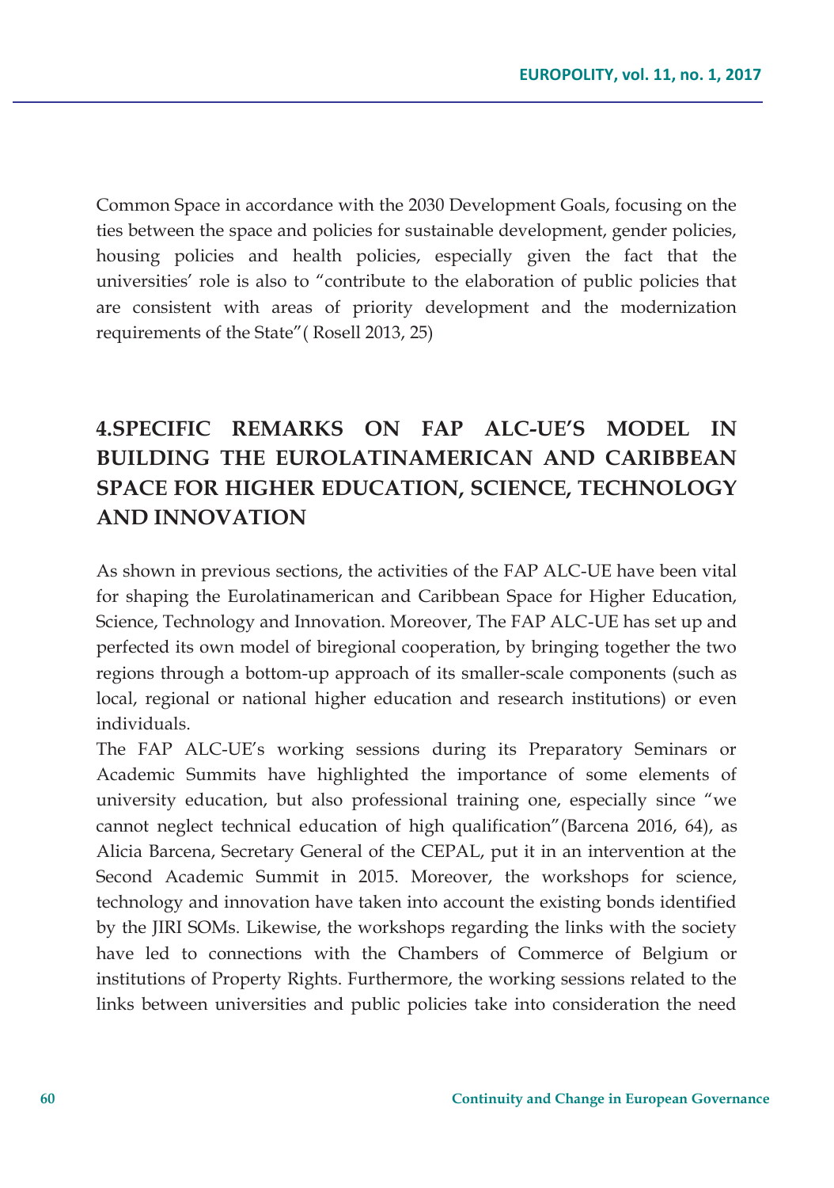Common Space in accordance with the 2030 Development Goals, focusing on the ties between the space and policies for sustainable development, gender policies, housing policies and health policies, especially given the fact that the universities' role is also to "contribute to the elaboration of public policies that are consistent with areas of priority development and the modernization requirements of the State"( Rosell 2013, 25)

## 4.SPECIFIC REMARKS ON FAP ALC-UE'S MODEL IN BUILDING THE EUROLATINAMERICAN AND CARIBBEAN SPACE FOR HIGHER EDUCATION, SCIENCE, TECHNOLOGY AND INNOVATION

As shown in previous sections, the activities of the FAP ALC-UE have been vital for shaping the Eurolatinamerican and Caribbean Space for Higher Education, Science, Technology and Innovation. Moreover, The FAP ALC-UE has set up and perfected its own model of biregional cooperation, by bringing together the two regions through a bottom-up approach of its smaller-scale components (such as local, regional or national higher education and research institutions) or even individuals.

The FAP ALC-UE's working sessions during its Preparatory Seminars or Academic Summits have highlighted the importance of some elements of university education, but also professional training one, especially since "we cannot neglect technical education of high qualification"(Barcena 2016, 64), as Alicia Barcena, Secretary General of the CEPAL, put it in an intervention at the Second Academic Summit in 2015. Moreover, the workshops for science, technology and innovation have taken into account the existing bonds identified by the JIRI SOMs. Likewise, the workshops regarding the links with the society have led to connections with the Chambers of Commerce of Belgium or institutions of Property Rights. Furthermore, the working sessions related to the links between universities and public policies take into consideration the need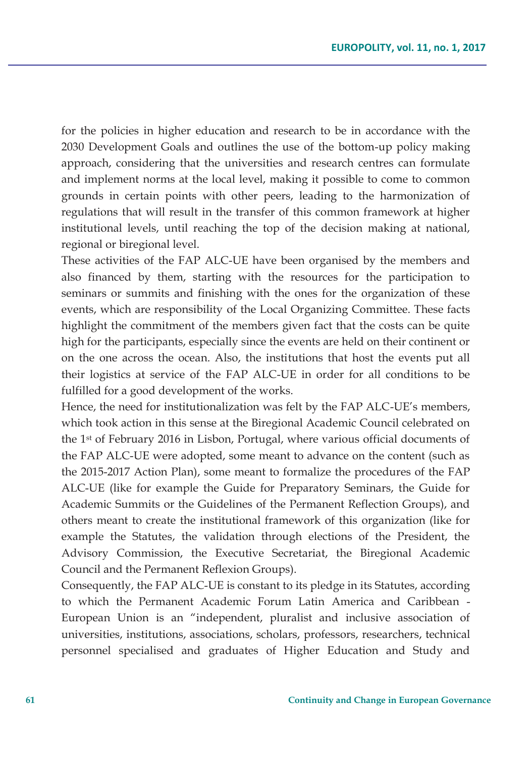for the policies in higher education and research to be in accordance with the 2030 Development Goals and outlines the use of the bottom-up policy making approach, considering that the universities and research centres can formulate and implement norms at the local level, making it possible to come to common grounds in certain points with other peers, leading to the harmonization of regulations that will result in the transfer of this common framework at higher institutional levels, until reaching the top of the decision making at national, regional or biregional level.

These activities of the FAP ALC-UE have been organised by the members and also financed by them, starting with the resources for the participation to seminars or summits and finishing with the ones for the organization of these events, which are responsibility of the Local Organizing Committee. These facts highlight the commitment of the members given fact that the costs can be quite high for the participants, especially since the events are held on their continent or on the one across the ocean. Also, the institutions that host the events put all their logistics at service of the FAP ALC-UE in order for all conditions to be fulfilled for a good development of the works.

Hence, the need for institutionalization was felt by the FAP ALC-UE's members, which took action in this sense at the Biregional Academic Council celebrated on the 1st of February 2016 in Lisbon, Portugal, where various official documents of the FAP ALC-UE were adopted, some meant to advance on the content (such as the 2015-2017 Action Plan), some meant to formalize the procedures of the FAP ALC-UE (like for example the Guide for Preparatory Seminars, the Guide for Academic Summits or the Guidelines of the Permanent Reflection Groups), and others meant to create the institutional framework of this organization (like for example the Statutes, the validation through elections of the President, the Advisory Commission, the Executive Secretariat, the Biregional Academic Council and the Permanent Reflexion Groups).

Consequently, the FAP ALC-UE is constant to its pledge in its Statutes, according to which the Permanent Academic Forum Latin America and Caribbean - European Union is an "independent, pluralist and inclusive association of universities, institutions, associations, scholars, professors, researchers, technical personnel specialised and graduates of Higher Education and Study and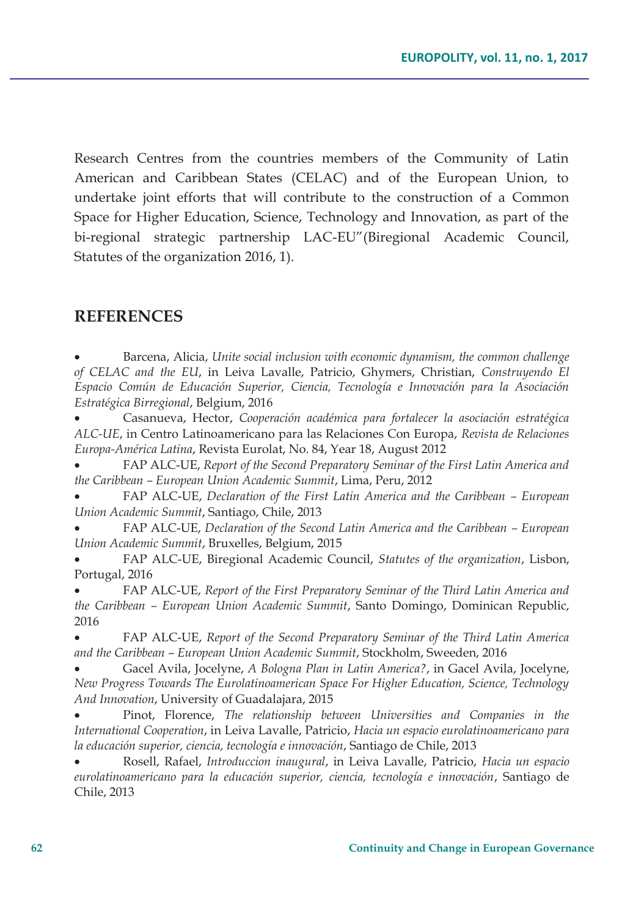Research Centres from the countries members of the Community of Latin American and Caribbean States (CELAC) and of the European Union, to undertake joint efforts that will contribute to the construction of a Common Space for Higher Education, Science, Technology and Innovation, as part of the bi-regional strategic partnership LAC-EU"(Biregional Academic Council, Statutes of the organization 2016, 1).

## REFERENCES

- Barcena, Alicia, *Unite social inclusion with economic dynamism, the common challenge of CELAC and the EU*, in Leiva Lavalle, Patricio, Ghymers, Christian, *Construyendo El Espacio Común de Educación Superior, Ciencia, Tecnología e Innovación para la Asociación Estratégica Birregional*, Belgium, 2016
- Casanueva, Hector, *Cooperación académica para fortalecer la asociación estratégica ALC-UE*, in Centro Latinoamericano para las Relaciones Con Europa, *Revista de Relaciones Europa-América Latina*, Revista Eurolat, No. 84, Year 18, August 2012
- FAP ALC-UE, *Report of the Second Preparatory Seminar of the First Latin America and the Caribbean – European Union Academic Summit*, Lima, Peru, 2012
- FAP ALC-UE, *Declaration of the First Latin America and the Caribbean – European Union Academic Summit*, Santiago, Chile, 2013
- FAP ALC-UE, *Declaration of the Second Latin America and the Caribbean – European Union Academic Summit*, Bruxelles, Belgium, 2015
- FAP ALC-UE, Biregional Academic Council, *Statutes of the organization*, Lisbon, Portugal, 2016
- FAP ALC-UE, *Report of the First Preparatory Seminar of the Third Latin America and the Caribbean – European Union Academic Summit*, Santo Domingo, Dominican Republic, 2016
- FAP ALC-UE, *Report of the Second Preparatory Seminar of the Third Latin America and the Caribbean – European Union Academic Summit*, Stockholm, Sweeden, 2016
- Gacel Avila, Jocelyne, *A Bologna Plan in Latin America?*, in Gacel Avila, Jocelyne, *New Progress Towards The Eurolatinoamerican Space For Higher Education, Science, Technology And Innovation*, University of Guadalajara, 2015
- Pinot, Florence, *The relationship between Universities and Companies in the International Cooperation*, in Leiva Lavalle, Patricio, *Hacia un espacio eurolatinoamericano para la educación superior, ciencia, tecnología e innovación*, Santiago de Chile, 2013
- Rosell, Rafael, *Introduccion inaugural*, in Leiva Lavalle, Patricio, *Hacia un espacio eurolatinoamericano para la educación superior, ciencia, tecnología e innovación*, Santiago de Chile, 2013